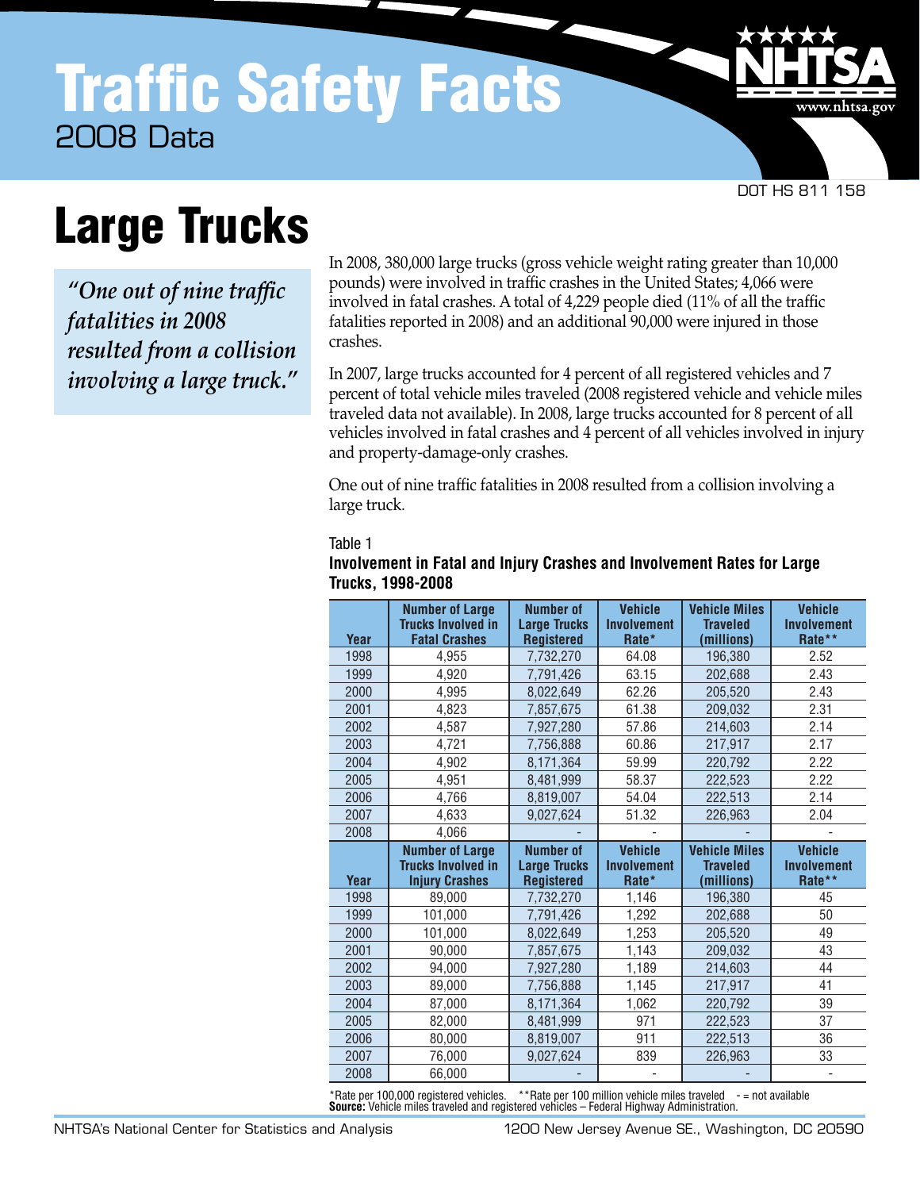# Traffic Safety Facts

2008 Data

DOT HS 811 158

# Large Trucks

*"One out of nine traffic fatalities in 2008 resulted from a collision involving a large truck."*

In 2008, 380,000 large trucks (gross vehicle weight rating greater than 10,000 pounds) were involved in traffic crashes in the United States; 4,066 were involved in fatal crashes. A total of 4,229 people died (11% of all the traffic fatalities reported in 2008) and an additional 90,000 were injured in those crashes.

In 2007, large trucks accounted for 4 percent of all registered vehicles and 7 percent of total vehicle miles traveled (2008 registered vehicle and vehicle miles traveled data not available). In 2008, large trucks accounted for 8 percent of all vehicles involved in fatal crashes and 4 percent of all vehicles involved in injury and property-damage-only crashes.

One out of nine traffic fatalities in 2008 resulted from a collision involving a large truck.

Table 1

**Involvement in Fatal and Injury Crashes and Involvement Rates for Large Trucks, 1998-2008**

| Year | Number of Large Trucks Involved in Fatal Crashes | Number of Large Trucks Registered | Vehicle Involvement Rate* | Vehicle Miles Traveled (millions) | Vehicle Involvement Rate** |
|---|---|---|---|---|---|
| 1998 | 4,955 | 7,732,270 | 64.08 | 196,380 | 2.52 |
| 1999 | 4,920 | 7,791,426 | 63.15 | 202,688 | 2.43 |
| 2000 | 4,995 | 8,022,649 | 62.26 | 205,520 | 2.43 |
| 2001 | 4,823 | 7,857,675 | 61.38 | 209,032 | 2.31 |
| 2002 | 4,587 | 7,927,280 | 57.86 | 214,603 | 2.14 |
| 2003 | 4,721 | 7,756,888 | 60.86 | 217,917 | 2.17 |
| 2004 | 4,902 | 8,171,364 | 59.99 | 220,792 | 2.22 |
| 2005 | 4,951 | 8,481,999 | 58.37 | 222,523 | 2.22 |
| 2006 | 4,766 | 8,819,007 | 54.04 | 222,513 | 2.14 |
| 2007 | 4,633 | 9,027,624 | 51.32 | 226,963 | 2.04 |
| 2008 | 4,066 | - | - | - | - |
| **Year** | **Number of Large Trucks Involved in Injury Crashes** | **Number of Large Trucks Registered** | **Vehicle Involvement Rate*** | **Vehicle Miles Traveled (millions)** | **Vehicle Involvement Rate**** |
| 1998 | 89,000 | 7,732,270 | 1,146 | 196,380 | 45 |
| 1999 | 101,000 | 7,791,426 | 1,292 | 202,688 | 50 |
| 2000 | 101,000 | 8,022,649 | 1,253 | 205,520 | 49 |
| 2001 | 90,000 | 7,857,675 | 1,143 | 209,032 | 43 |
| 2002 | 94,000 | 7,927,280 | 1,189 | 214,603 | 44 |
| 2003 | 89,000 | 7,756,888 | 1,145 | 217,917 | 41 |
| 2004 | 87,000 | 8,171,364 | 1,062 | 220,792 | 39 |
| 2005 | 82,000 | 8,481,999 | 971 | 222,523 | 37 |
| 2006 | 80,000 | 8,819,007 | 911 | 222,513 | 36 |
| 2007 | 76,000 | 9,027,624 | 839 | 226,963 | 33 |
| 2008 | 66,000 | - | - | - | - |

*Rate per 100,000 registered vehicles. **Rate per 100 million vehicle miles traveled - = not available
**Source:** Vehicle miles traveled and registered vehicles – Federal Highway Administration.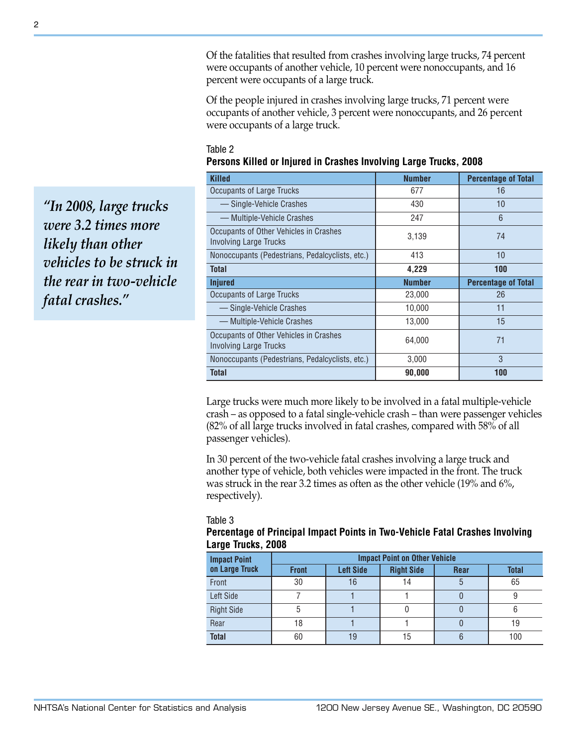Of the fatalities that resulted from crashes involving large trucks, 74 percent were occupants of another vehicle, 10 percent were nonoccupants, and 16 percent were occupants of a large truck.

Of the people injured in crashes involving large trucks, 71 percent were occupants of another vehicle, 3 percent were nonoccupants, and 26 percent were occupants of a large truck.

> *"In 2008, large trucks were 3.2 times more likely than other vehicles to be struck in the rear in two-vehicle fatal crashes."*

Table 2

**Persons Killed or Injured in Crashes Involving Large Trucks, 2008**

| Killed | Number | Percentage of Total |
|---|---|---|
| Occupants of Large Trucks | 677 | 16 |
| — Single-Vehicle Crashes | 430 | 10 |
| — Multiple-Vehicle Crashes | 247 | 6 |
| Occupants of Other Vehicles in Crashes Involving Large Trucks | 3,139 | 74 |
| Nonoccupants (Pedestrians, Pedalcyclists, etc.) | 413 | 10 |
| **Total** | **4,229** | **100** |
| **Injured** | **Number** | **Percentage of Total** |
| Occupants of Large Trucks | 23,000 | 26 |
| — Single-Vehicle Crashes | 10,000 | 11 |
| — Multiple-Vehicle Crashes | 13,000 | 15 |
| Occupants of Other Vehicles in Crashes Involving Large Trucks | 64,000 | 71 |
| Nonoccupants (Pedestrians, Pedalcyclists, etc.) | 3,000 | 3 |
| **Total** | **90,000** | **100** |

Large trucks were much more likely to be involved in a fatal multiple-vehicle crash – as opposed to a fatal single-vehicle crash – than were passenger vehicles (82% of all large trucks involved in fatal crashes, compared with 58% of all passenger vehicles).

In 30 percent of the two-vehicle fatal crashes involving a large truck and another type of vehicle, both vehicles were impacted in the front. The truck was struck in the rear 3.2 times as often as the other vehicle (19% and 6%, respectively).

Table 3

**Percentage of Principal Impact Points in Two-Vehicle Fatal Crashes Involving Large Trucks, 2008**

| Impact Point on Large Truck | Impact Point on Other Vehicle | | | | |
|---|---|---|---|---|---|
| | Front | Left Side | Right Side | Rear | Total |
| Front | 30 | 16 | 14 | 5 | 65 |
| Left Side | 7 | 1 | 1 | 0 | 9 |
| Right Side | 5 | 1 | 0 | 0 | 6 |
| Rear | 18 | 1 | 1 | 0 | 19 |
| **Total** | 60 | 19 | 15 | 6 | 100 |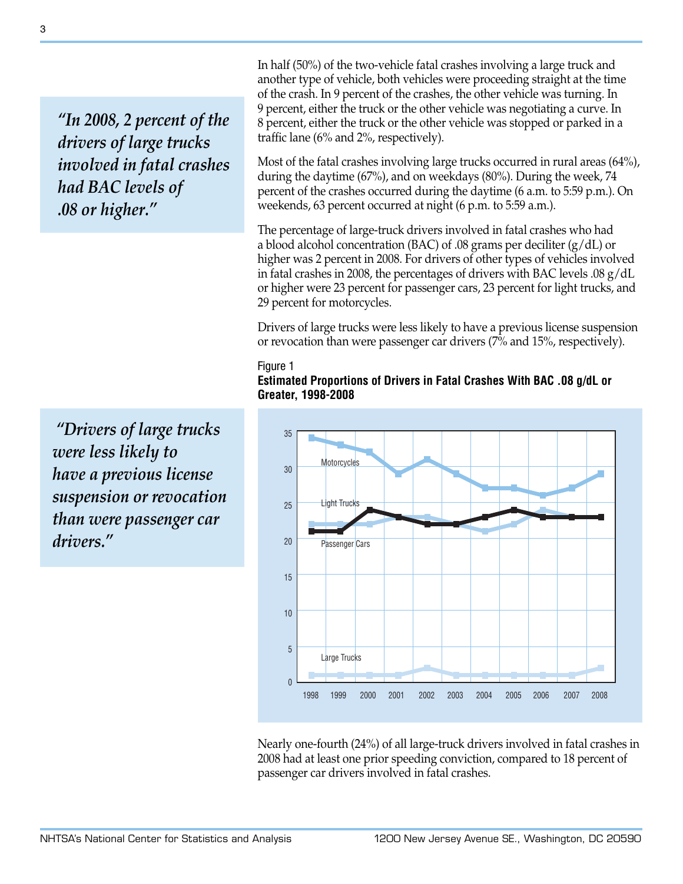> *"In 2008, 2 percent of the drivers of large trucks involved in fatal crashes had BAC levels of .08 or higher."*

In half (50%) of the two-vehicle fatal crashes involving a large truck and another type of vehicle, both vehicles were proceeding straight at the time of the crash. In 9 percent of the crashes, the other vehicle was turning. In 9 percent, either the truck or the other vehicle was negotiating a curve. In 8 percent, either the truck or the other vehicle was stopped or parked in a traffic lane (6% and 2%, respectively).

Most of the fatal crashes involving large trucks occurred in rural areas (64%), during the daytime (67%), and on weekdays (80%). During the week, 74 percent of the crashes occurred during the daytime (6 a.m. to 5:59 p.m.). On weekends, 63 percent occurred at night (6 p.m. to 5:59 a.m.).

The percentage of large-truck drivers involved in fatal crashes who had a blood alcohol concentration (BAC) of .08 grams per deciliter (g/dL) or higher was 2 percent in 2008. For drivers of other types of vehicles involved in fatal crashes in 2008, the percentages of drivers with BAC levels .08 g/dL or higher were 23 percent for passenger cars, 23 percent for light trucks, and 29 percent for motorcycles.

Drivers of large trucks were less likely to have a previous license suspension or revocation than were passenger car drivers (7% and 15%, respectively).

> *"Drivers of large trucks were less likely to have a previous license suspension or revocation than were passenger car drivers."*

Figure 1

**Estimated Proportions of Drivers in Fatal Crashes With BAC .08 g/dL or Greater, 1998-2008**

Nearly one-fourth (24%) of all large-truck drivers involved in fatal crashes in 2008 had at least one prior speeding conviction, compared to 18 percent of passenger car drivers involved in fatal crashes.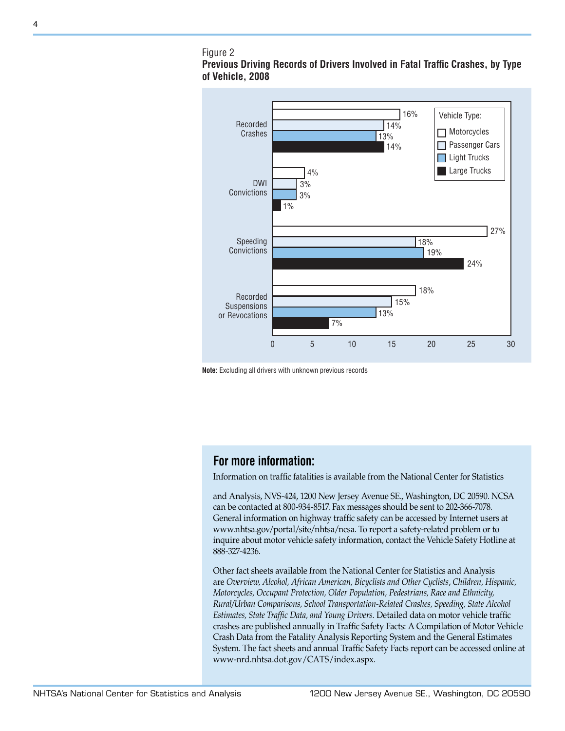Figure 2

**Previous Driving Records of Drivers Involved in Fatal Traffic Crashes, by Type of Vehicle, 2008**

| | Motorcycles | Passenger Cars | Light Trucks | Large Trucks |
|---|---|---|---|---|
| Recorded Crashes | 16% | 14% | 13% | 14% |
| DWI Convictions | 4% | 3% | 3% | 1% |
| Speeding Convictions | 27% | 18% | 19% | 24% |
| Recorded Suspensions or Revocations | 18% | 15% | 13% | 7% |

**Note:** Excluding all drivers with unknown previous records

## For more information:

Information on traffic fatalities is available from the National Center for Statistics

and Analysis, NVS-424, 1200 New Jersey Avenue SE., Washington, DC 20590. NCSA can be contacted at 800-934-8517. Fax messages should be sent to 202-366-7078. General information on highway traffic safety can be accessed by Internet users at www.nhtsa.gov/portal/site/nhtsa/ncsa. To report a safety-related problem or to inquire about motor vehicle safety information, contact the Vehicle Safety Hotline at 888-327-4236.

Other fact sheets available from the National Center for Statistics and Analysis are *Overview, Alcohol, African American, Bicyclists and Other Cyclists*, *Children, Hispanic, Motorcycles, Occupant Protection, Older Population, Pedestrians, Race and Ethnicity, Rural/Urban Comparisons, School Transportation-Related Crashes, Speeding, State Alcohol Estimates, State Traffic Data, and Young Drivers.* Detailed data on motor vehicle traffic crashes are published annually in Traffic Safety Facts: A Compilation of Motor Vehicle Crash Data from the Fatality Analysis Reporting System and the General Estimates System. The fact sheets and annual Traffic Safety Facts report can be accessed online at www-nrd.nhtsa.dot.gov/CATS/index.aspx.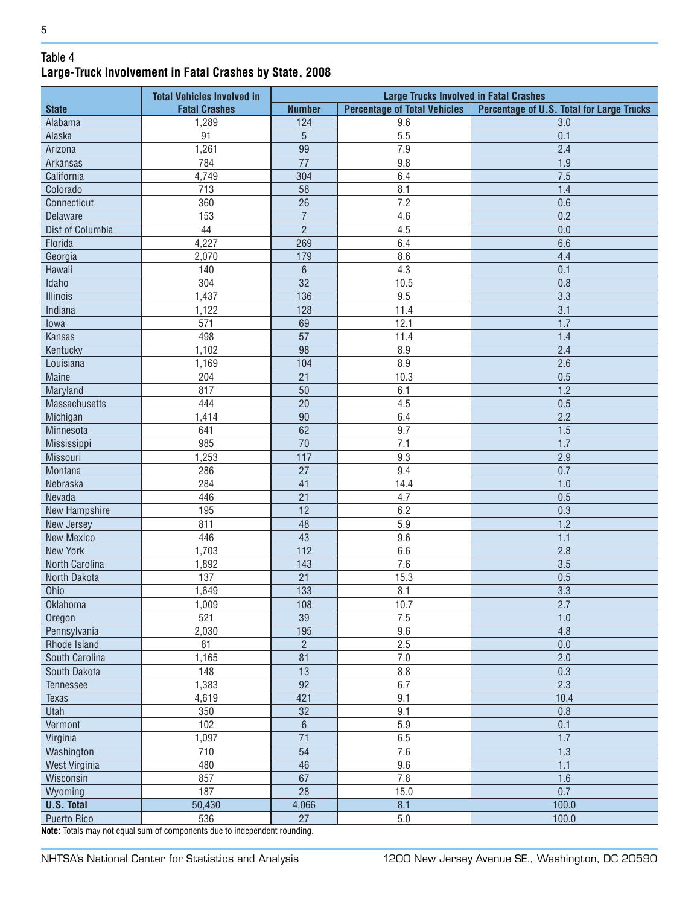Table 4

**Large-Truck Involvement in Fatal Crashes by State, 2008**

| State | Total Vehicles Involved in Fatal Crashes | Large Trucks Involved in Fatal Crashes | | |
|---|---|---|---|---|
| | | Number | Percentage of Total Vehicles | Percentage of U.S. Total for Large Trucks |
| Alabama | 1,289 | 124 | 9.6 | 3.0 |
| Alaska | 91 | 5 | 5.5 | 0.1 |
| Arizona | 1,261 | 99 | 7.9 | 2.4 |
| Arkansas | 784 | 77 | 9.8 | 1.9 |
| California | 4,749 | 304 | 6.4 | 7.5 |
| Colorado | 713 | 58 | 8.1 | 1.4 |
| Connecticut | 360 | 26 | 7.2 | 0.6 |
| Delaware | 153 | 7 | 4.6 | 0.2 |
| Dist of Columbia | 44 | 2 | 4.5 | 0.0 |
| Florida | 4,227 | 269 | 6.4 | 6.6 |
| Georgia | 2,070 | 179 | 8.6 | 4.4 |
| Hawaii | 140 | 6 | 4.3 | 0.1 |
| Idaho | 304 | 32 | 10.5 | 0.8 |
| Illinois | 1,437 | 136 | 9.5 | 3.3 |
| Indiana | 1,122 | 128 | 11.4 | 3.1 |
| Iowa | 571 | 69 | 12.1 | 1.7 |
| Kansas | 498 | 57 | 11.4 | 1.4 |
| Kentucky | 1,102 | 98 | 8.9 | 2.4 |
| Louisiana | 1,169 | 104 | 8.9 | 2.6 |
| Maine | 204 | 21 | 10.3 | 0.5 |
| Maryland | 817 | 50 | 6.1 | 1.2 |
| Massachusetts | 444 | 20 | 4.5 | 0.5 |
| Michigan | 1,414 | 90 | 6.4 | 2.2 |
| Minnesota | 641 | 62 | 9.7 | 1.5 |
| Mississippi | 985 | 70 | 7.1 | 1.7 |
| Missouri | 1,253 | 117 | 9.3 | 2.9 |
| Montana | 286 | 27 | 9.4 | 0.7 |
| Nebraska | 284 | 41 | 14.4 | 1.0 |
| Nevada | 446 | 21 | 4.7 | 0.5 |
| New Hampshire | 195 | 12 | 6.2 | 0.3 |
| New Jersey | 811 | 48 | 5.9 | 1.2 |
| New Mexico | 446 | 43 | 9.6 | 1.1 |
| New York | 1,703 | 112 | 6.6 | 2.8 |
| North Carolina | 1,892 | 143 | 7.6 | 3.5 |
| North Dakota | 137 | 21 | 15.3 | 0.5 |
| Ohio | 1,649 | 133 | 8.1 | 3.3 |
| Oklahoma | 1,009 | 108 | 10.7 | 2.7 |
| Oregon | 521 | 39 | 7.5 | 1.0 |
| Pennsylvania | 2,030 | 195 | 9.6 | 4.8 |
| Rhode Island | 81 | 2 | 2.5 | 0.0 |
| South Carolina | 1,165 | 81 | 7.0 | 2.0 |
| South Dakota | 148 | 13 | 8.8 | 0.3 |
| Tennessee | 1,383 | 92 | 6.7 | 2.3 |
| Texas | 4,619 | 421 | 9.1 | 10.4 |
| Utah | 350 | 32 | 9.1 | 0.8 |
| Vermont | 102 | 6 | 5.9 | 0.1 |
| Virginia | 1,097 | 71 | 6.5 | 1.7 |
| Washington | 710 | 54 | 7.6 | 1.3 |
| West Virginia | 480 | 46 | 9.6 | 1.1 |
| Wisconsin | 857 | 67 | 7.8 | 1.6 |
| Wyoming | 187 | 28 | 15.0 | 0.7 |
| **U.S. Total** | 50,430 | 4,066 | 8.1 | 100.0 |
| Puerto Rico | 536 | 27 | 5.0 | 100.0 |

**Note:** Totals may not equal sum of components due to independent rounding.